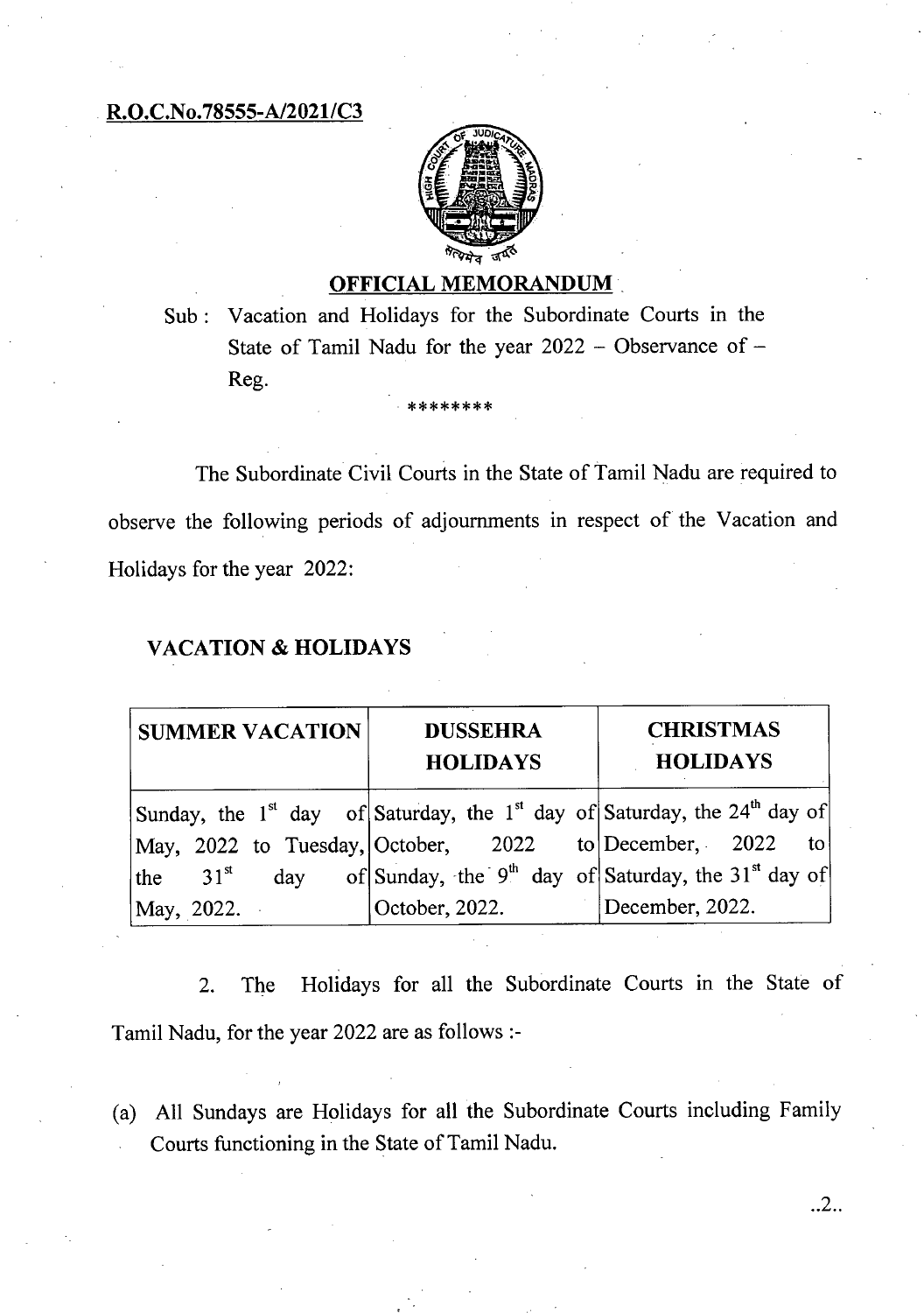**R.O.C.No.78555-A/2021/C3**

## OFFICIAL MEMORANDUM

Sub : Vacation and Holidays for the Subordinate Courts in the State of Tamil Nadu for the year 2022 – Observance of – Reg.

********

The Subordinate Civil Courts in the State of Tamil Nadu are required to observe the following periods of adjournments in respect of the Vacation and Holidays for the year 2022:

### VACATION & HOLIDAYS

| SUMMER VACATION | DUSSEHRA HOLIDAYS | CHRISTMAS HOLIDAYS |
|---|---|---|
| Sunday, the 1st day of May, 2022 to Tuesday, the 31st day of May, 2022. | Saturday, the 1st day of October, 2022 to Sunday, the 9th day of October, 2022. | Saturday, the 24th day of December, 2022 to Saturday, the 31st day of December, 2022. |

2. The Holidays for all the Subordinate Courts in the State of Tamil Nadu, for the year 2022 are as follows :-

(a) All Sundays are Holidays for all the Subordinate Courts including Family Courts functioning in the State of Tamil Nadu.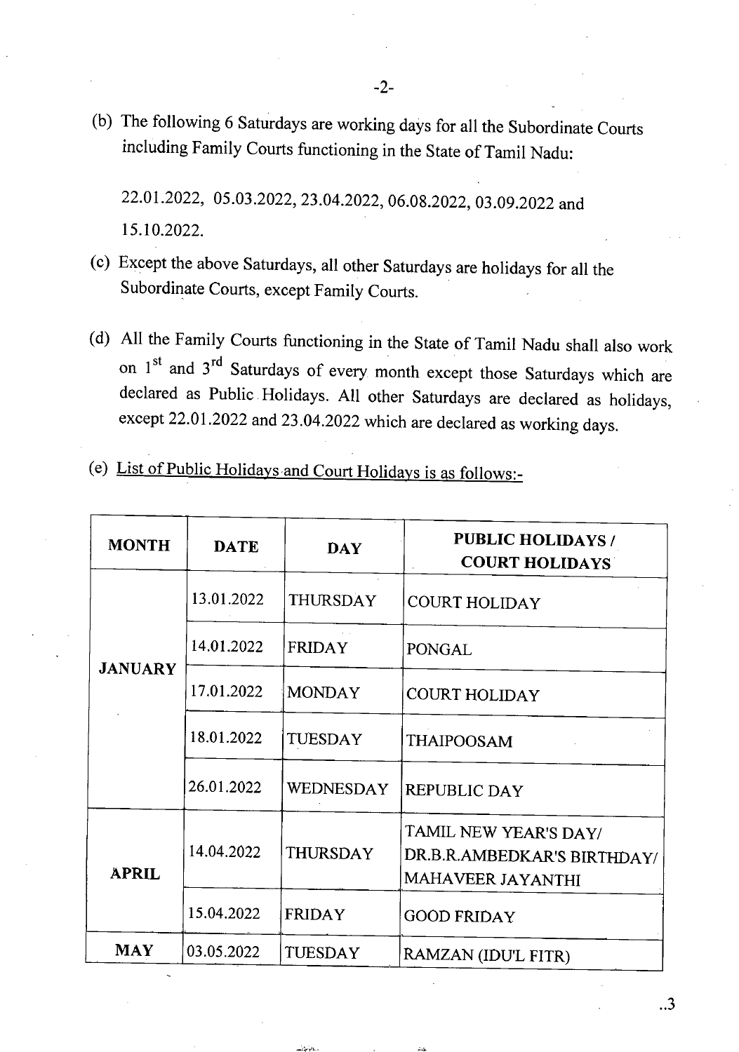(b) The following 6 Saturdays are working days for all the Subordinate Courts including Family Courts functioning in the State of Tamil Nadu:

22.01.2022, 05.03.2022, 23.04.2022, 06.08.2022, 03.09.2022 and 15.10.2022.

(c) Except the above Saturdays, all other Saturdays are holidays for all the Subordinate Courts, except Family Courts.

(d) All the Family Courts functioning in the State of Tamil Nadu shall also work on 1st and 3rd Saturdays of every month except those Saturdays which are declared as Public Holidays. All other Saturdays are declared as holidays, except 22.01.2022 and 23.04.2022 which are declared as working days.

(e) <u>List of Public Holidays and Court Holidays is as follows:-</u>

| MONTH | DATE | DAY | PUBLIC HOLIDAYS / COURT HOLIDAYS |
|---|---|---|---|
| JANUARY | 13.01.2022 | THURSDAY | COURT HOLIDAY |
| | 14.01.2022 | FRIDAY | PONGAL |
| | 17.01.2022 | MONDAY | COURT HOLIDAY |
| | 18.01.2022 | TUESDAY | THAIPOOSAM |
| | 26.01.2022 | WEDNESDAY | REPUBLIC DAY |
| APRIL | 14.04.2022 | THURSDAY | TAMIL NEW YEAR'S DAY/ DR.B.R.AMBEDKAR'S BIRTHDAY/ MAHAVEER JAYANTHI |
| | 15.04.2022 | FRIDAY | GOOD FRIDAY |
| MAY | 03.05.2022 | TUESDAY | RAMZAN (IDU'L FITR) |

..3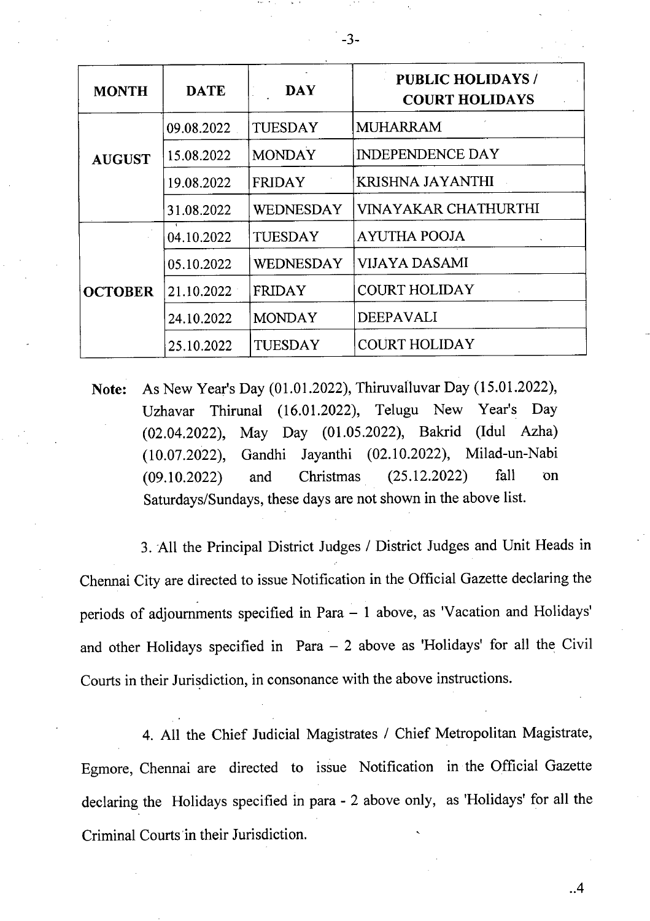| MONTH | DATE | DAY | PUBLIC HOLIDAYS / COURT HOLIDAYS |
|---|---|---|---|
| AUGUST | 09.08.2022 | TUESDAY | MUHARRAM |
| | 15.08.2022 | MONDAY | INDEPENDENCE DAY |
| | 19.08.2022 | FRIDAY | KRISHNA JAYANTHI |
| | 31.08.2022 | WEDNESDAY | VINAYAKAR CHATHURTHI |
| OCTOBER | 04.10.2022 | TUESDAY | AYUTHA POOJA |
| | 05.10.2022 | WEDNESDAY | VIJAYA DASAMI |
| | 21.10.2022 | FRIDAY | COURT HOLIDAY |
| | 24.10.2022 | MONDAY | DEEPAVALI |
| | 25.10.2022 | TUESDAY | COURT HOLIDAY |

**Note:** As New Year's Day (01.01.2022), Thiruvalluvar Day (15.01.2022), Uzhavar Thirunal (16.01.2022), Telugu New Year's Day (02.04.2022), May Day (01.05.2022), Bakrid (Idul Azha) (10.07.2022), Gandhi Jayanthi (02.10.2022), Milad-un-Nabi (09.10.2022) and Christmas (25.12.2022) fall on Saturdays/Sundays, these days are not shown in the above list.

3. All the Principal District Judges / District Judges and Unit Heads in Chennai City are directed to issue Notification in the Official Gazette declaring the periods of adjournments specified in Para – 1 above, as 'Vacation and Holidays' and other Holidays specified in Para – 2 above as 'Holidays' for all the Civil Courts in their Jurisdiction, in consonance with the above instructions.

4. All the Chief Judicial Magistrates / Chief Metropolitan Magistrate, Egmore, Chennai are directed to issue Notification in the Official Gazette declaring the Holidays specified in para - 2 above only, as 'Holidays' for all the Criminal Courts in their Jurisdiction.

..4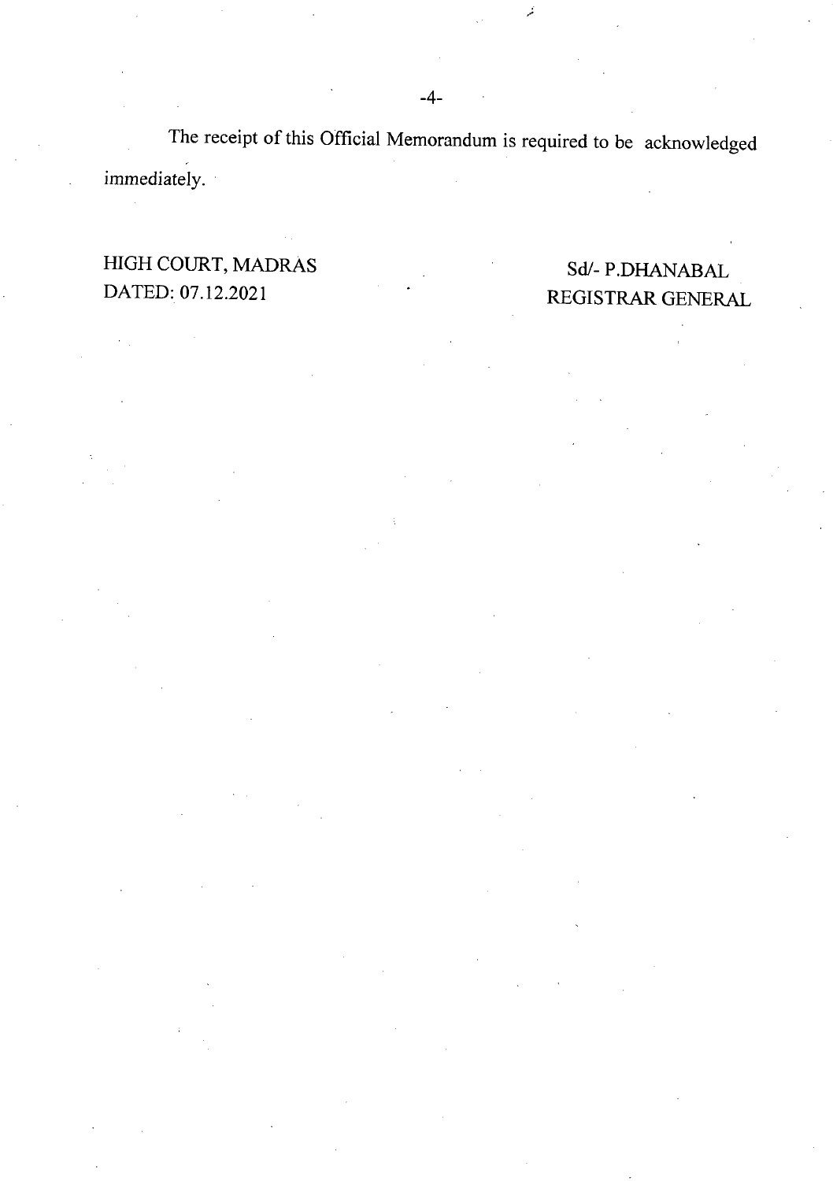The receipt of this Official Memorandum is required to be acknowledged immediately.

HIGH COURT, MADRAS
DATED: 07.12.2021

Sd/- P.DHANABAL
REGISTRAR GENERAL